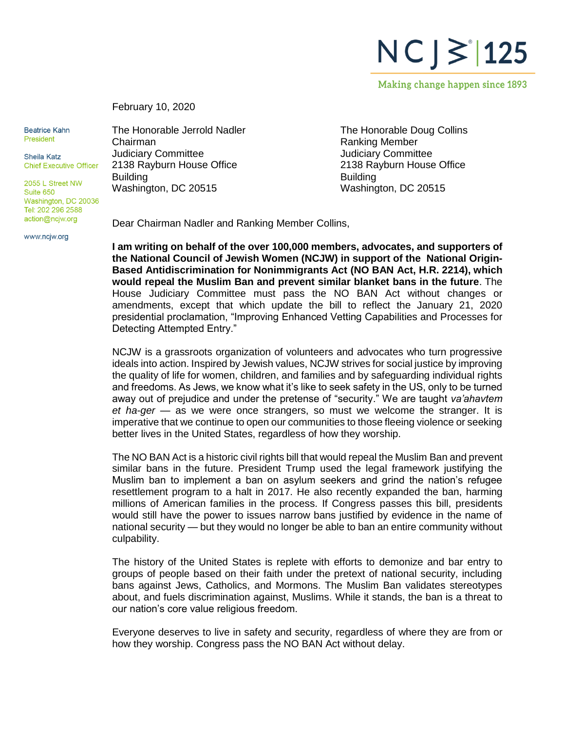NCJW | 125

Making change happen since 1893

Beatrice Kahn
President

Sheila Katz
Chief Executive Officer

2055 L Street NW
Suite 650
Washington, DC 20036
Tel: 202 296 2588
action@ncjw.org

www.ncjw.org

February 10, 2020

The Honorable Jerrold Nadler
Chairman
Judiciary Committee
2138 Rayburn House Office Building
Washington, DC 20515

The Honorable Doug Collins
Ranking Member
Judiciary Committee
2138 Rayburn House Office Building
Washington, DC 20515

Dear Chairman Nadler and Ranking Member Collins,

**I am writing on behalf of the over 100,000 members, advocates, and supporters of the National Council of Jewish Women (NCJW) in support of the National Origin-Based Antidiscrimination for Nonimmigrants Act (NO BAN Act, H.R. 2214), which would repeal the Muslim Ban and prevent similar blanket bans in the future**. The House Judiciary Committee must pass the NO BAN Act without changes or amendments, except that which update the bill to reflect the January 21, 2020 presidential proclamation, "Improving Enhanced Vetting Capabilities and Processes for Detecting Attempted Entry."

NCJW is a grassroots organization of volunteers and advocates who turn progressive ideals into action. Inspired by Jewish values, NCJW strives for social justice by improving the quality of life for women, children, and families and by safeguarding individual rights and freedoms. As Jews, we know what it's like to seek safety in the US, only to be turned away out of prejudice and under the pretense of "security." We are taught *va'ahavtem et ha-ger* — as we were once strangers, so must we welcome the stranger. It is imperative that we continue to open our communities to those fleeing violence or seeking better lives in the United States, regardless of how they worship.

The NO BAN Act is a historic civil rights bill that would repeal the Muslim Ban and prevent similar bans in the future. President Trump used the legal framework justifying the Muslim ban to implement a ban on asylum seekers and grind the nation's refugee resettlement program to a halt in 2017. He also recently expanded the ban, harming millions of American families in the process. If Congress passes this bill, presidents would still have the power to issues narrow bans justified by evidence in the name of national security — but they would no longer be able to ban an entire community without culpability.

The history of the United States is replete with efforts to demonize and bar entry to groups of people based on their faith under the pretext of national security, including bans against Jews, Catholics, and Mormons. The Muslim Ban validates stereotypes about, and fuels discrimination against, Muslims. While it stands, the ban is a threat to our nation's core value religious freedom.

Everyone deserves to live in safety and security, regardless of where they are from or how they worship. Congress pass the NO BAN Act without delay.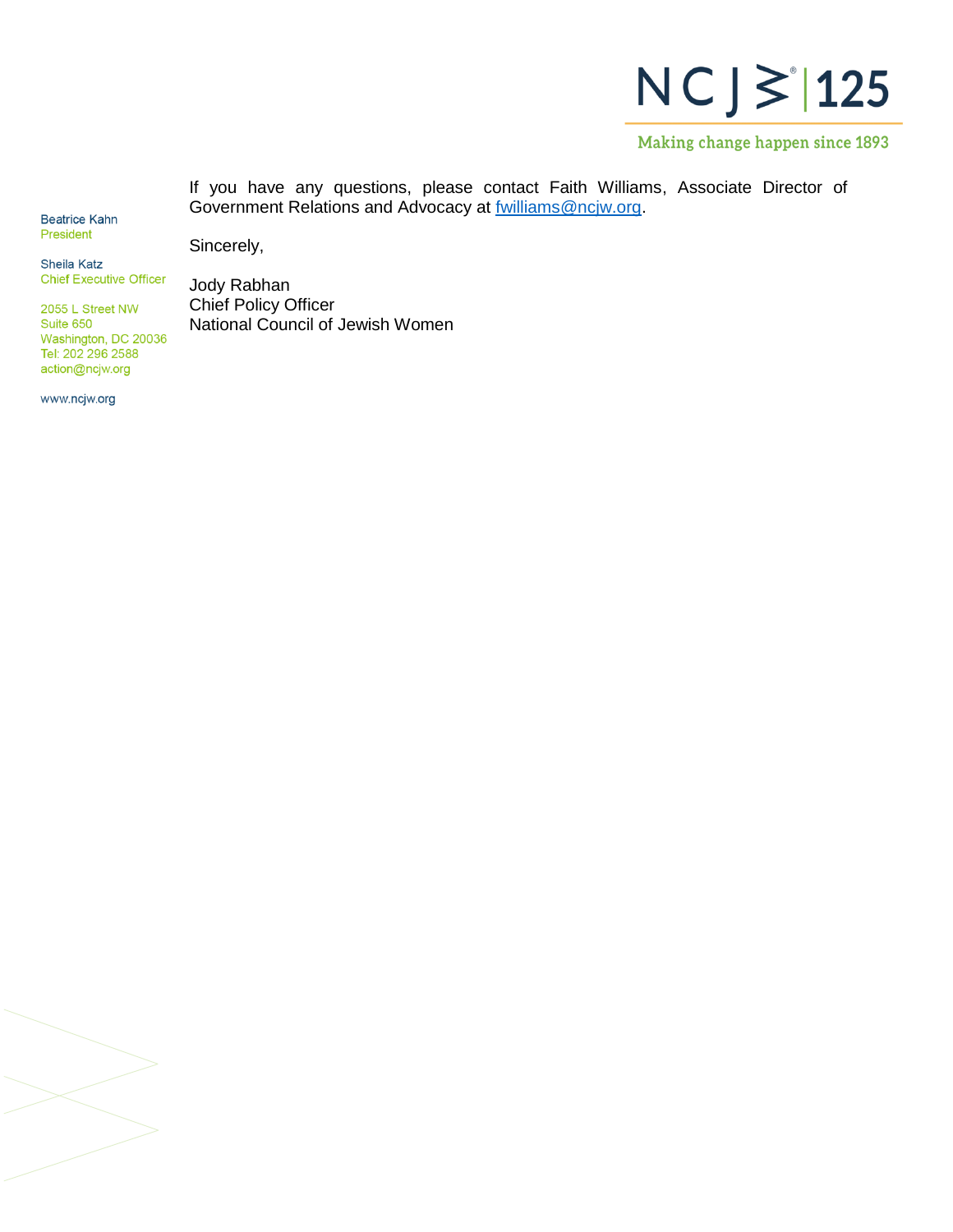Beatrice Kahn
President

Sheila Katz
Chief Executive Officer

2055 L Street NW
Suite 650
Washington, DC 20036
Tel: 202 296 2588
action@ncjw.org

www.ncjw.org

If you have any questions, please contact Faith Williams, Associate Director of Government Relations and Advocacy at fwilliams@ncjw.org.

Sincerely,

Jody Rabhan
Chief Policy Officer
National Council of Jewish Women